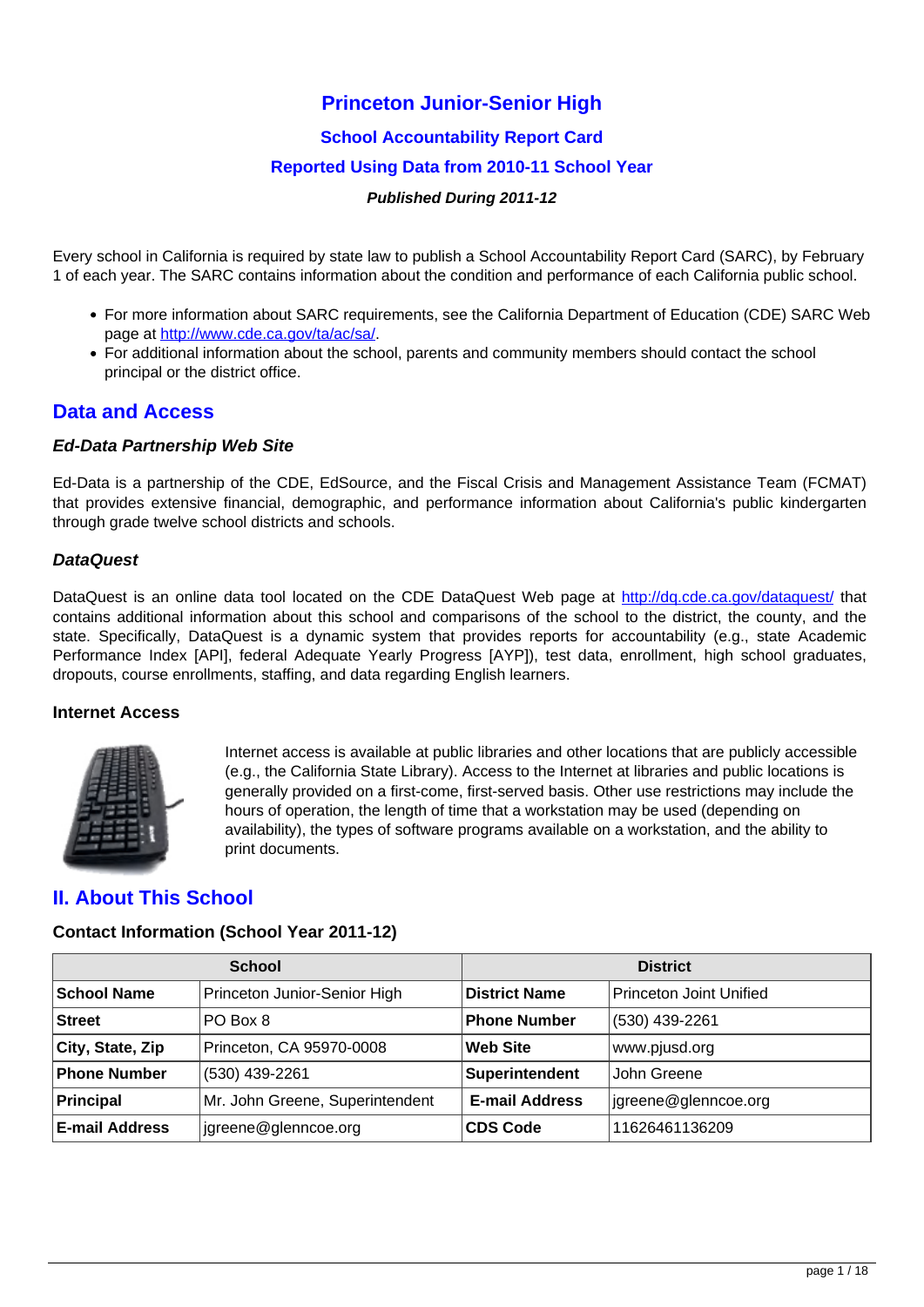# Princeton Junior-Senior High

## School Accountability Report Card

## Reported Using Data from 2010-11 School Year

***Published During 2011-12***

Every school in California is required by state law to publish a School Accountability Report Card (SARC), by February 1 of each year. The SARC contains information about the condition and performance of each California public school.

- For more information about SARC requirements, see the California Department of Education (CDE) SARC Web page at http://www.cde.ca.gov/ta/ac/sa/.
- For additional information about the school, parents and community members should contact the school principal or the district office.

## Data and Access

### *Ed-Data Partnership Web Site*

Ed-Data is a partnership of the CDE, EdSource, and the Fiscal Crisis and Management Assistance Team (FCMAT) that provides extensive financial, demographic, and performance information about California's public kindergarten through grade twelve school districts and schools.

### *DataQuest*

DataQuest is an online data tool located on the CDE DataQuest Web page at http://dq.cde.ca.gov/dataquest/ that contains additional information about this school and comparisons of the school to the district, the county, and the state. Specifically, DataQuest is a dynamic system that provides reports for accountability (e.g., state Academic Performance Index [API], federal Adequate Yearly Progress [AYP]), test data, enrollment, high school graduates, dropouts, course enrollments, staffing, and data regarding English learners.

### Internet Access

Internet access is available at public libraries and other locations that are publicly accessible (e.g., the California State Library). Access to the Internet at libraries and public locations is generally provided on a first-come, first-served basis. Other use restrictions may include the hours of operation, the length of time that a workstation may be used (depending on availability), the types of software programs available on a workstation, and the ability to print documents.

## II. About This School

### Contact Information (School Year 2011-12)

| School | | District | |
|---|---|---|---|
| **School Name** | Princeton Junior-Senior High | **District Name** | Princeton Joint Unified |
| **Street** | PO Box 8 | **Phone Number** | (530) 439-2261 |
| **City, State, Zip** | Princeton, CA 95970-0008 | **Web Site** | www.pjusd.org |
| **Phone Number** | (530) 439-2261 | **Superintendent** | John Greene |
| **Principal** | Mr. John Greene, Superintendent | **E-mail Address** | jgreene@glenncoe.org |
| **E-mail Address** | jgreene@glenncoe.org | **CDS Code** | 11626461136209 |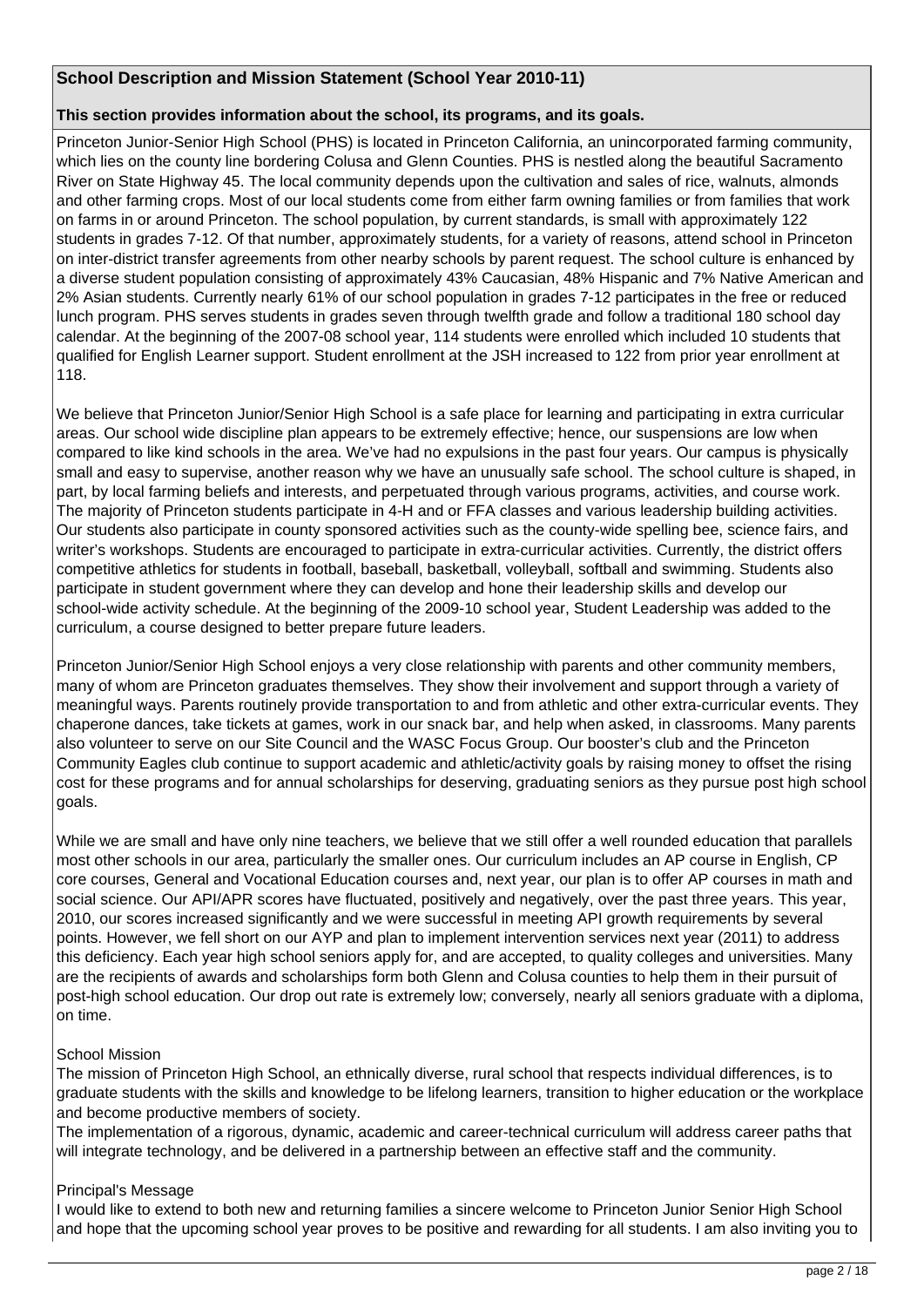## School Description and Mission Statement (School Year 2010-11)

**This section provides information about the school, its programs, and its goals.**

Princeton Junior-Senior High School (PHS) is located in Princeton California, an unincorporated farming community, which lies on the county line bordering Colusa and Glenn Counties. PHS is nestled along the beautiful Sacramento River on State Highway 45. The local community depends upon the cultivation and sales of rice, walnuts, almonds and other farming crops. Most of our local students come from either farm owning families or from families that work on farms in or around Princeton. The school population, by current standards, is small with approximately 122 students in grades 7-12. Of that number, approximately students, for a variety of reasons, attend school in Princeton on inter-district transfer agreements from other nearby schools by parent request. The school culture is enhanced by a diverse student population consisting of approximately 43% Caucasian, 48% Hispanic and 7% Native American and 2% Asian students. Currently nearly 61% of our school population in grades 7-12 participates in the free or reduced lunch program. PHS serves students in grades seven through twelfth grade and follow a traditional 180 school day calendar. At the beginning of the 2007-08 school year, 114 students were enrolled which included 10 students that qualified for English Learner support. Student enrollment at the JSH increased to 122 from prior year enrollment at 118.

We believe that Princeton Junior/Senior High School is a safe place for learning and participating in extra curricular areas. Our school wide discipline plan appears to be extremely effective; hence, our suspensions are low when compared to like kind schools in the area. We've had no expulsions in the past four years. Our campus is physically small and easy to supervise, another reason why we have an unusually safe school. The school culture is shaped, in part, by local farming beliefs and interests, and perpetuated through various programs, activities, and course work. The majority of Princeton students participate in 4-H and or FFA classes and various leadership building activities. Our students also participate in county sponsored activities such as the county-wide spelling bee, science fairs, and writer's workshops. Students are encouraged to participate in extra-curricular activities. Currently, the district offers competitive athletics for students in football, baseball, basketball, volleyball, softball and swimming. Students also participate in student government where they can develop and hone their leadership skills and develop our school-wide activity schedule. At the beginning of the 2009-10 school year, Student Leadership was added to the curriculum, a course designed to better prepare future leaders.

Princeton Junior/Senior High School enjoys a very close relationship with parents and other community members, many of whom are Princeton graduates themselves. They show their involvement and support through a variety of meaningful ways. Parents routinely provide transportation to and from athletic and other extra-curricular events. They chaperone dances, take tickets at games, work in our snack bar, and help when asked, in classrooms. Many parents also volunteer to serve on our Site Council and the WASC Focus Group. Our booster's club and the Princeton Community Eagles club continue to support academic and athletic/activity goals by raising money to offset the rising cost for these programs and for annual scholarships for deserving, graduating seniors as they pursue post high school goals.

While we are small and have only nine teachers, we believe that we still offer a well rounded education that parallels most other schools in our area, particularly the smaller ones. Our curriculum includes an AP course in English, CP core courses, General and Vocational Education courses and, next year, our plan is to offer AP courses in math and social science. Our API/APR scores have fluctuated, positively and negatively, over the past three years. This year, 2010, our scores increased significantly and we were successful in meeting API growth requirements by several points. However, we fell short on our AYP and plan to implement intervention services next year (2011) to address this deficiency. Each year high school seniors apply for, and are accepted, to quality colleges and universities. Many are the recipients of awards and scholarships form both Glenn and Colusa counties to help them in their pursuit of post-high school education. Our drop out rate is extremely low; conversely, nearly all seniors graduate with a diploma, on time.

School Mission

The mission of Princeton High School, an ethnically diverse, rural school that respects individual differences, is to graduate students with the skills and knowledge to be lifelong learners, transition to higher education or the workplace and become productive members of society.

The implementation of a rigorous, dynamic, academic and career-technical curriculum will address career paths that will integrate technology, and be delivered in a partnership between an effective staff and the community.

Principal's Message

I would like to extend to both new and returning families a sincere welcome to Princeton Junior Senior High School and hope that the upcoming school year proves to be positive and rewarding for all students. I am also inviting you to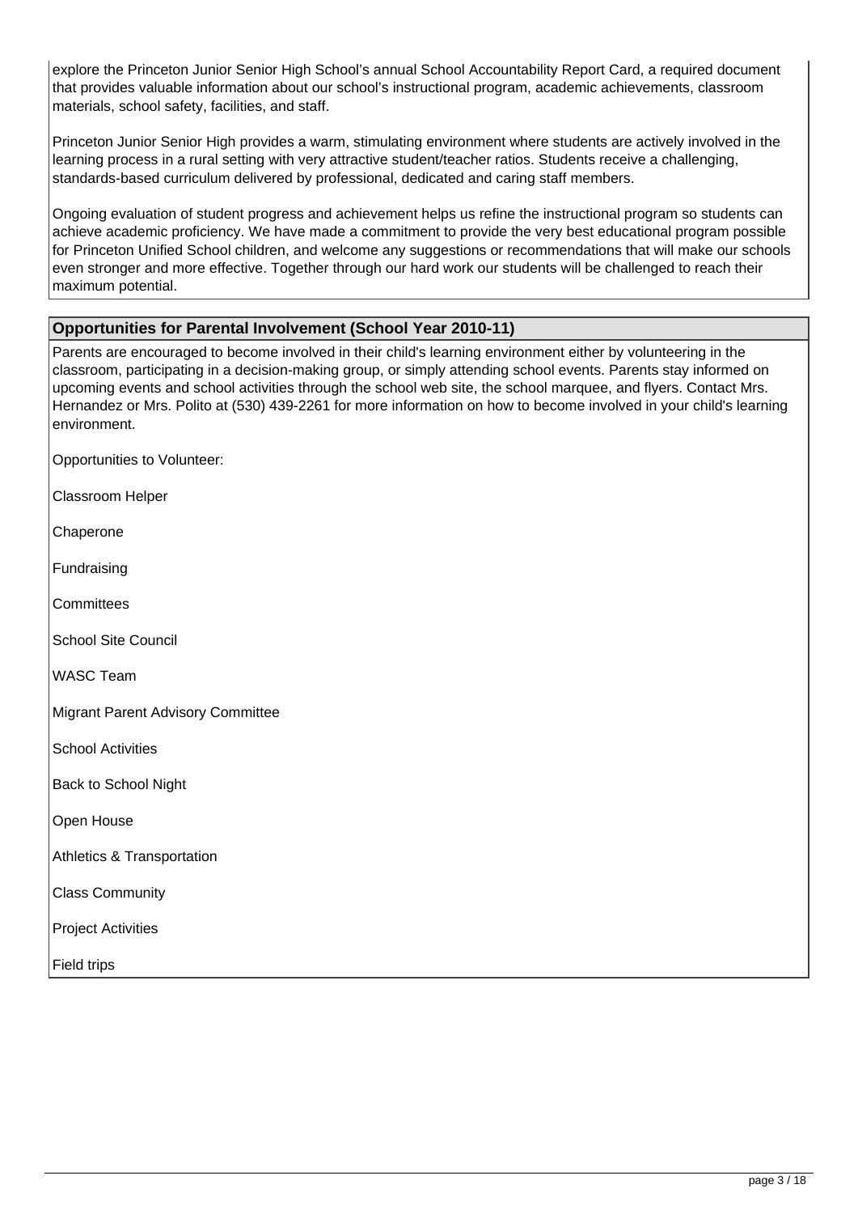explore the Princeton Junior Senior High School's annual School Accountability Report Card, a required document that provides valuable information about our school's instructional program, academic achievements, classroom materials, school safety, facilities, and staff.

Princeton Junior Senior High provides a warm, stimulating environment where students are actively involved in the learning process in a rural setting with very attractive student/teacher ratios. Students receive a challenging, standards-based curriculum delivered by professional, dedicated and caring staff members.

Ongoing evaluation of student progress and achievement helps us refine the instructional program so students can achieve academic proficiency. We have made a commitment to provide the very best educational program possible for Princeton Unified School children, and welcome any suggestions or recommendations that will make our schools even stronger and more effective. Together through our hard work our students will be challenged to reach their maximum potential.

## Opportunities for Parental Involvement (School Year 2010-11)

Parents are encouraged to become involved in their child's learning environment either by volunteering in the classroom, participating in a decision-making group, or simply attending school events. Parents stay informed on upcoming events and school activities through the school web site, the school marquee, and flyers. Contact Mrs. Hernandez or Mrs. Polito at (530) 439-2261 for more information on how to become involved in your child's learning environment.

Opportunities to Volunteer:

Classroom Helper

Chaperone

Fundraising

Committees

School Site Council

WASC Team

Migrant Parent Advisory Committee

School Activities

Back to School Night

Open House

Athletics & Transportation

Class Community

Project Activities

Field trips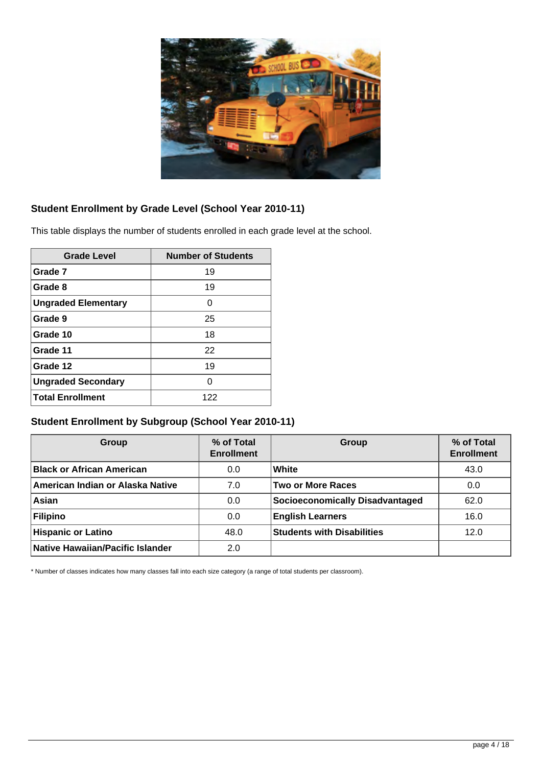## Student Enrollment by Grade Level (School Year 2010-11)

This table displays the number of students enrolled in each grade level at the school.

| Grade Level | Number of Students |
|---|---|
| **Grade 7** | 19 |
| **Grade 8** | 19 |
| **Ungraded Elementary** | 0 |
| **Grade 9** | 25 |
| **Grade 10** | 18 |
| **Grade 11** | 22 |
| **Grade 12** | 19 |
| **Ungraded Secondary** | 0 |
| **Total Enrollment** | 122 |

## Student Enrollment by Subgroup (School Year 2010-11)

| Group | % of Total Enrollment | Group | % of Total Enrollment |
|---|---|---|---|
| **Black or African American** | 0.0 | **White** | 43.0 |
| **American Indian or Alaska Native** | 7.0 | **Two or More Races** | 0.0 |
| **Asian** | 0.0 | **Socioeconomically Disadvantaged** | 62.0 |
| **Filipino** | 0.0 | **English Learners** | 16.0 |
| **Hispanic or Latino** | 48.0 | **Students with Disabilities** | 12.0 |
| **Native Hawaiian/Pacific Islander** | 2.0 | | |

* Number of classes indicates how many classes fall into each size category (a range of total students per classroom).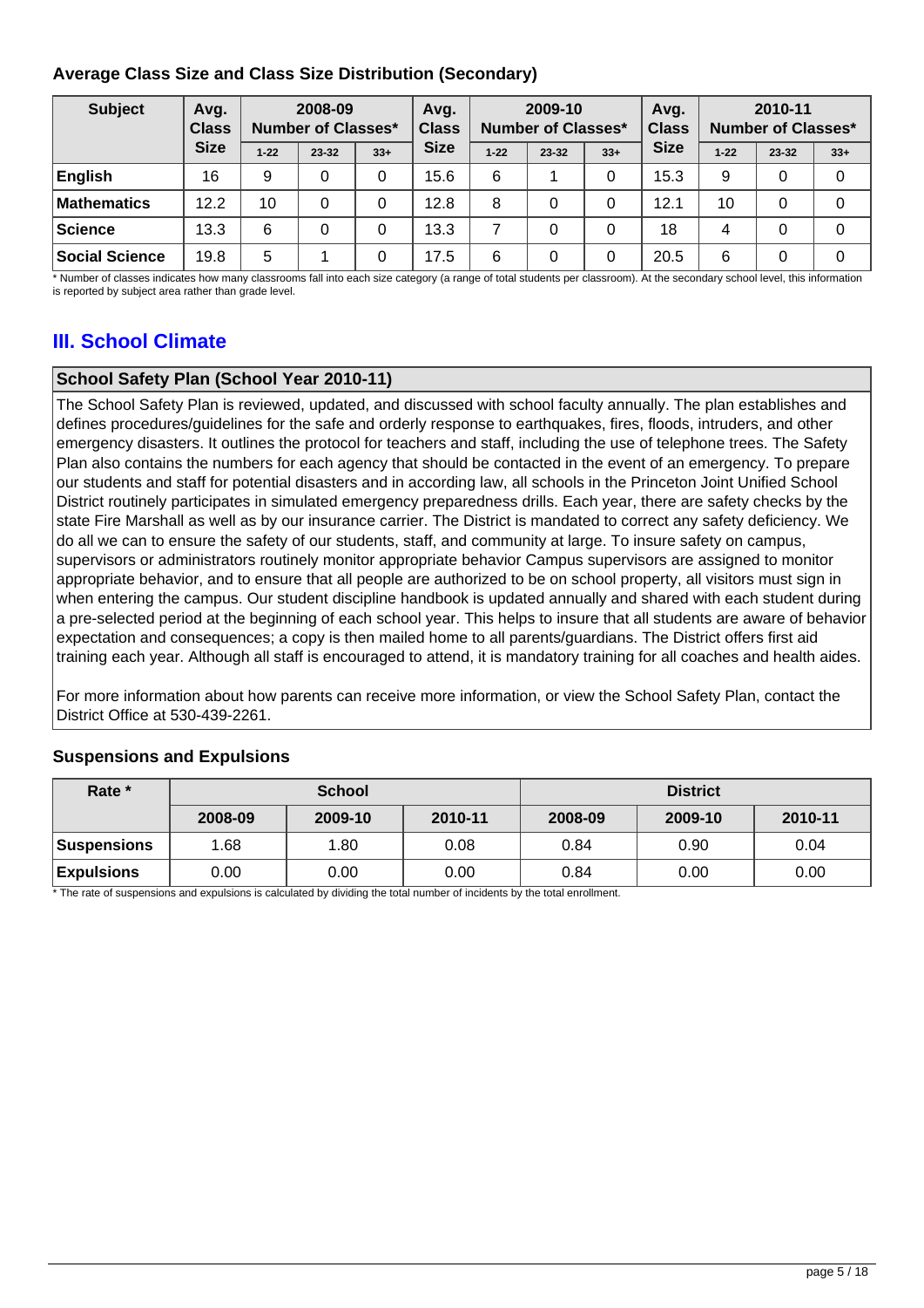### Average Class Size and Class Size Distribution (Secondary)

| Subject | Avg. Class Size | 2008-09 Number of Classes* | | | Avg. Class Size | 2009-10 Number of Classes* | | | Avg. Class Size | 2010-11 Number of Classes* | | |
|---|---|---|---|---|---|---|---|---|---|---|---|---|
| | | 1-22 | 23-32 | 33+ | | 1-22 | 23-32 | 33+ | | 1-22 | 23-32 | 33+ |
| **English** | 16 | 9 | 0 | 0 | 15.6 | 6 | 1 | 0 | 15.3 | 9 | 0 | 0 |
| **Mathematics** | 12.2 | 10 | 0 | 0 | 12.8 | 8 | 0 | 0 | 12.1 | 10 | 0 | 0 |
| **Science** | 13.3 | 6 | 0 | 0 | 13.3 | 7 | 0 | 0 | 18 | 4 | 0 | 0 |
| **Social Science** | 19.8 | 5 | 1 | 0 | 17.5 | 6 | 0 | 0 | 20.5 | 6 | 0 | 0 |

* Number of classes indicates how many classrooms fall into each size category (a range of total students per classroom). At the secondary school level, this information is reported by subject area rather than grade level.

## III. School Climate

### School Safety Plan (School Year 2010-11)

The School Safety Plan is reviewed, updated, and discussed with school faculty annually. The plan establishes and defines procedures/guidelines for the safe and orderly response to earthquakes, fires, floods, intruders, and other emergency disasters. It outlines the protocol for teachers and staff, including the use of telephone trees. The Safety Plan also contains the numbers for each agency that should be contacted in the event of an emergency. To prepare our students and staff for potential disasters and in according law, all schools in the Princeton Joint Unified School District routinely participates in simulated emergency preparedness drills. Each year, there are safety checks by the state Fire Marshall as well as by our insurance carrier. The District is mandated to correct any safety deficiency. We do all we can to ensure the safety of our students, staff, and community at large. To insure safety on campus, supervisors or administrators routinely monitor appropriate behavior Campus supervisors are assigned to monitor appropriate behavior, and to ensure that all people are authorized to be on school property, all visitors must sign in when entering the campus. Our student discipline handbook is updated annually and shared with each student during a pre-selected period at the beginning of each school year. This helps to insure that all students are aware of behavior expectation and consequences; a copy is then mailed home to all parents/guardians. The District offers first aid training each year. Although all staff is encouraged to attend, it is mandatory training for all coaches and health aides.

For more information about how parents can receive more information, or view the School Safety Plan, contact the District Office at 530-439-2261.

### Suspensions and Expulsions

| Rate * | School | | | District | | |
|---|---|---|---|---|---|---|
| | 2008-09 | 2009-10 | 2010-11 | 2008-09 | 2009-10 | 2010-11 |
| **Suspensions** | 1.68 | 1.80 | 0.08 | 0.84 | 0.90 | 0.04 |
| **Expulsions** | 0.00 | 0.00 | 0.00 | 0.84 | 0.00 | 0.00 |

* The rate of suspensions and expulsions is calculated by dividing the total number of incidents by the total enrollment.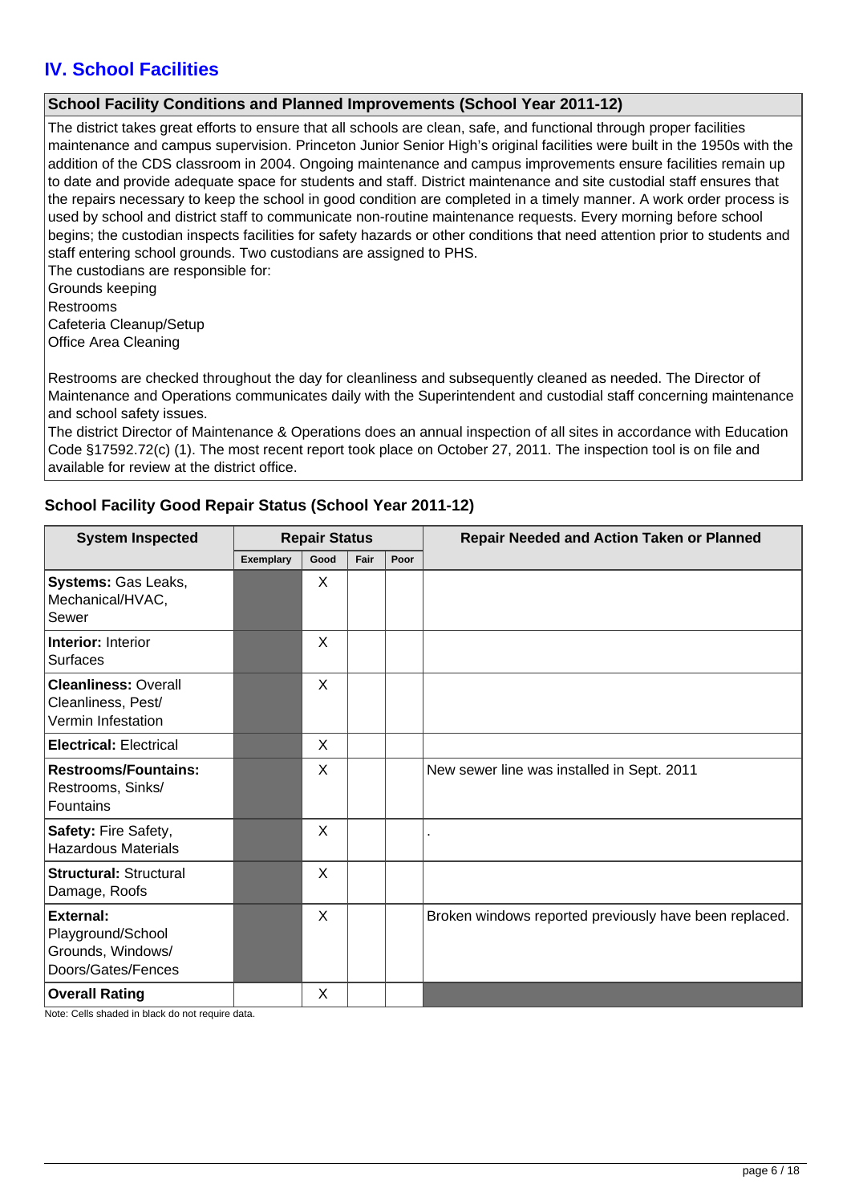## IV. School Facilities

### School Facility Conditions and Planned Improvements (School Year 2011-12)

The district takes great efforts to ensure that all schools are clean, safe, and functional through proper facilities maintenance and campus supervision. Princeton Junior Senior High's original facilities were built in the 1950s with the addition of the CDS classroom in 2004. Ongoing maintenance and campus improvements ensure facilities remain up to date and provide adequate space for students and staff. District maintenance and site custodial staff ensures that the repairs necessary to keep the school in good condition are completed in a timely manner. A work order process is used by school and district staff to communicate non-routine maintenance requests. Every morning before school begins; the custodian inspects facilities for safety hazards or other conditions that need attention prior to students and staff entering school grounds. Two custodians are assigned to PHS.

The custodians are responsible for:

Grounds keeping

Restrooms

Cafeteria Cleanup/Setup

Office Area Cleaning

Restrooms are checked throughout the day for cleanliness and subsequently cleaned as needed. The Director of Maintenance and Operations communicates daily with the Superintendent and custodial staff concerning maintenance and school safety issues.

The district Director of Maintenance & Operations does an annual inspection of all sites in accordance with Education Code §17592.72(c) (1). The most recent report took place on October 27, 2011. The inspection tool is on file and available for review at the district office.

### School Facility Good Repair Status (School Year 2011-12)

| System Inspected | Repair Status | | | | Repair Needed and Action Taken or Planned |
|---|---|---|---|---|---|
| | Exemplary | Good | Fair | Poor | |
| **Systems:** Gas Leaks, Mechanical/HVAC, Sewer | | X | | | |
| **Interior:** Interior Surfaces | | X | | | |
| **Cleanliness:** Overall Cleanliness, Pest/ Vermin Infestation | | X | | | |
| **Electrical:** Electrical | | X | | | |
| **Restrooms/Fountains:** Restrooms, Sinks/ Fountains | | X | | | New sewer line was installed in Sept. 2011 |
| **Safety:** Fire Safety, Hazardous Materials | | X | | | . |
| **Structural:** Structural Damage, Roofs | | X | | | |
| **External:** Playground/School Grounds, Windows/ Doors/Gates/Fences | | X | | | Broken windows reported previously have been replaced. |
| **Overall Rating** | | X | | | |

Note: Cells shaded in black do not require data.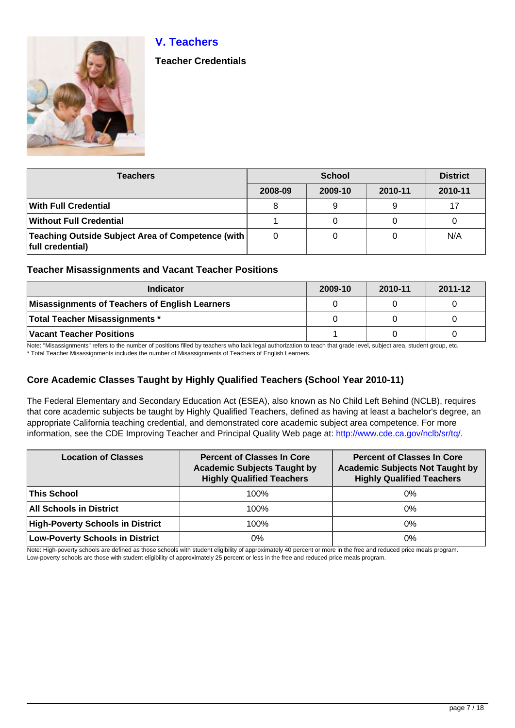## V. Teachers

### Teacher Credentials

| Teachers | School | | | District |
|---|---|---|---|---|
| | 2008-09 | 2009-10 | 2010-11 | 2010-11 |
| **With Full Credential** | 8 | 9 | 9 | 17 |
| **Without Full Credential** | 1 | 0 | 0 | 0 |
| **Teaching Outside Subject Area of Competence (with full credential)** | 0 | 0 | 0 | N/A |

### Teacher Misassignments and Vacant Teacher Positions

| Indicator | 2009-10 | 2010-11 | 2011-12 |
|---|---|---|---|
| **Misassignments of Teachers of English Learners** | 0 | 0 | 0 |
| **Total Teacher Misassignments *** | 0 | 0 | 0 |
| **Vacant Teacher Positions** | 1 | 0 | 0 |

Note: "Misassignments" refers to the number of positions filled by teachers who lack legal authorization to teach that grade level, subject area, student group, etc.
* Total Teacher Misassignments includes the number of Misassignments of Teachers of English Learners.

### Core Academic Classes Taught by Highly Qualified Teachers (School Year 2010-11)

The Federal Elementary and Secondary Education Act (ESEA), also known as No Child Left Behind (NCLB), requires that core academic subjects be taught by Highly Qualified Teachers, defined as having at least a bachelor's degree, an appropriate California teaching credential, and demonstrated core academic subject area competence. For more information, see the CDE Improving Teacher and Principal Quality Web page at: http://www.cde.ca.gov/nclb/sr/tq/.

| Location of Classes | Percent of Classes In Core Academic Subjects Taught by Highly Qualified Teachers | Percent of Classes In Core Academic Subjects Not Taught by Highly Qualified Teachers |
|---|---|---|
| **This School** | 100% | 0% |
| **All Schools in District** | 100% | 0% |
| **High-Poverty Schools in District** | 100% | 0% |
| **Low-Poverty Schools in District** | 0% | 0% |

Note: High-poverty schools are defined as those schools with student eligibility of approximately 40 percent or more in the free and reduced price meals program. Low-poverty schools are those with student eligibility of approximately 25 percent or less in the free and reduced price meals program.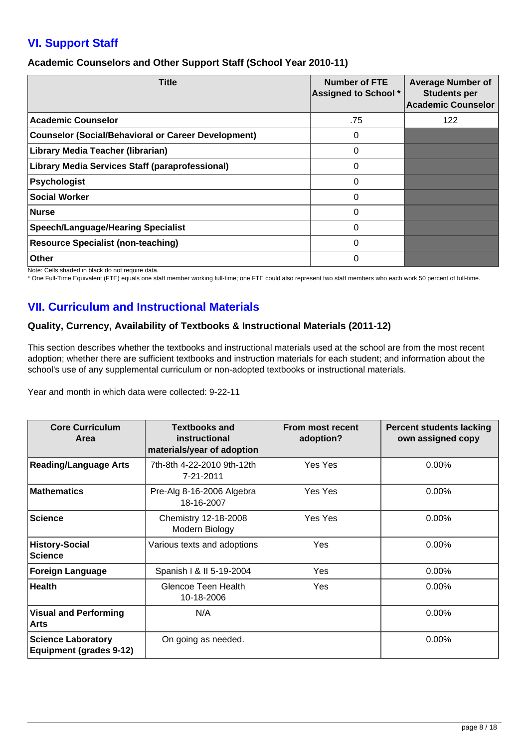## VI. Support Staff

### Academic Counselors and Other Support Staff (School Year 2010-11)

| Title | Number of FTE Assigned to School * | Average Number of Students per Academic Counselor |
|---|---|---|
| Academic Counselor | .75 | 122 |
| Counselor (Social/Behavioral or Career Development) | 0 | |
| Library Media Teacher (librarian) | 0 | |
| Library Media Services Staff (paraprofessional) | 0 | |
| Psychologist | 0 | |
| Social Worker | 0 | |
| Nurse | 0 | |
| Speech/Language/Hearing Specialist | 0 | |
| Resource Specialist (non-teaching) | 0 | |
| Other | 0 | |

Note: Cells shaded in black do not require data.

* One Full-Time Equivalent (FTE) equals one staff member working full-time; one FTE could also represent two staff members who each work 50 percent of full-time.

## VII. Curriculum and Instructional Materials

### Quality, Currency, Availability of Textbooks & Instructional Materials (2011-12)

This section describes whether the textbooks and instructional materials used at the school are from the most recent adoption; whether there are sufficient textbooks and instruction materials for each student; and information about the school's use of any supplemental curriculum or non-adopted textbooks or instructional materials.

Year and month in which data were collected: 9-22-11

| Core Curriculum Area | Textbooks and instructional materials/year of adoption | From most recent adoption? | Percent students lacking own assigned copy |
|---|---|---|---|
| Reading/Language Arts | 7th-8th 4-22-2010 9th-12th 7-21-2011 | Yes Yes | 0.00% |
| Mathematics | Pre-Alg 8-16-2006 Algebra 18-16-2007 | Yes Yes | 0.00% |
| Science | Chemistry 12-18-2008 Modern Biology | Yes Yes | 0.00% |
| History-Social Science | Various texts and adoptions | Yes | 0.00% |
| Foreign Language | Spanish I & II 5-19-2004 | Yes | 0.00% |
| Health | Glencoe Teen Health 10-18-2006 | Yes | 0.00% |
| Visual and Performing Arts | N/A | | 0.00% |
| Science Laboratory Equipment (grades 9-12) | On going as needed. | | 0.00% |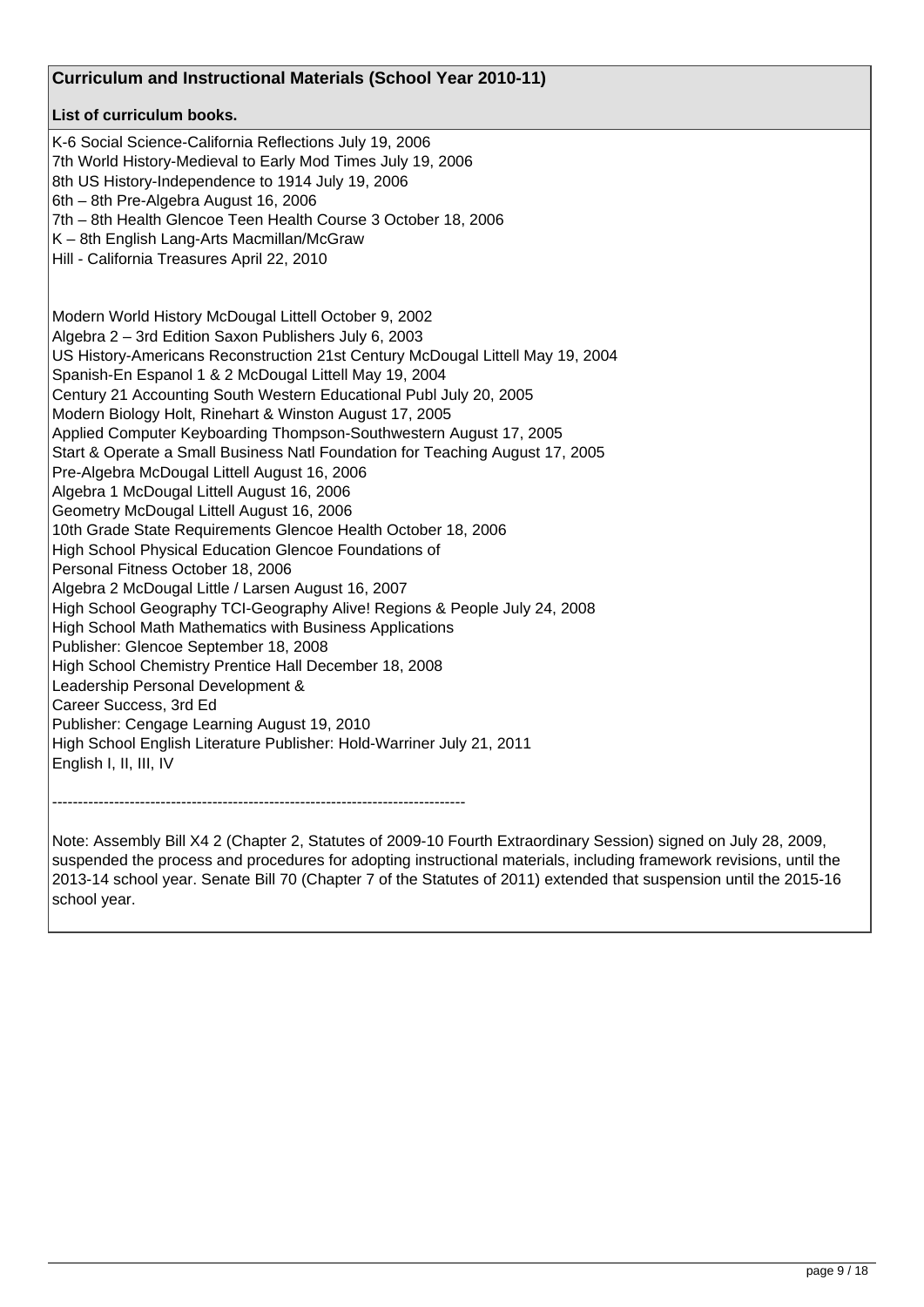## Curriculum and Instructional Materials (School Year 2010-11)

**List of curriculum books.**

K-6 Social Science-California Reflections July 19, 2006
7th World History-Medieval to Early Mod Times July 19, 2006
8th US History-Independence to 1914 July 19, 2006
6th – 8th Pre-Algebra August 16, 2006
7th – 8th Health Glencoe Teen Health Course 3 October 18, 2006
K – 8th English Lang-Arts Macmillan/McGraw
Hill - California Treasures April 22, 2010

Modern World History McDougal Littell October 9, 2002
Algebra 2 – 3rd Edition Saxon Publishers July 6, 2003
US History-Americans Reconstruction 21st Century McDougal Littell May 19, 2004
Spanish-En Espanol 1 & 2 McDougal Littell May 19, 2004
Century 21 Accounting South Western Educational Publ July 20, 2005
Modern Biology Holt, Rinehart & Winston August 17, 2005
Applied Computer Keyboarding Thompson-Southwestern August 17, 2005
Start & Operate a Small Business Natl Foundation for Teaching August 17, 2005
Pre-Algebra McDougal Littell August 16, 2006
Algebra 1 McDougal Littell August 16, 2006
Geometry McDougal Littell August 16, 2006
10th Grade State Requirements Glencoe Health October 18, 2006
High School Physical Education Glencoe Foundations of
Personal Fitness October 18, 2006
Algebra 2 McDougal Little / Larsen August 16, 2007
High School Geography TCI-Geography Alive! Regions & People July 24, 2008
High School Math Mathematics with Business Applications
Publisher: Glencoe September 18, 2008
High School Chemistry Prentice Hall December 18, 2008
Leadership Personal Development &
Career Success, 3rd Ed
Publisher: Cengage Learning August 19, 2010
High School English Literature Publisher: Hold-Warriner July 21, 2011
English I, II, III, IV

--------------------------------------------------------------------------------

Note: Assembly Bill X4 2 (Chapter 2, Statutes of 2009-10 Fourth Extraordinary Session) signed on July 28, 2009, suspended the process and procedures for adopting instructional materials, including framework revisions, until the 2013-14 school year. Senate Bill 70 (Chapter 7 of the Statutes of 2011) extended that suspension until the 2015-16 school year.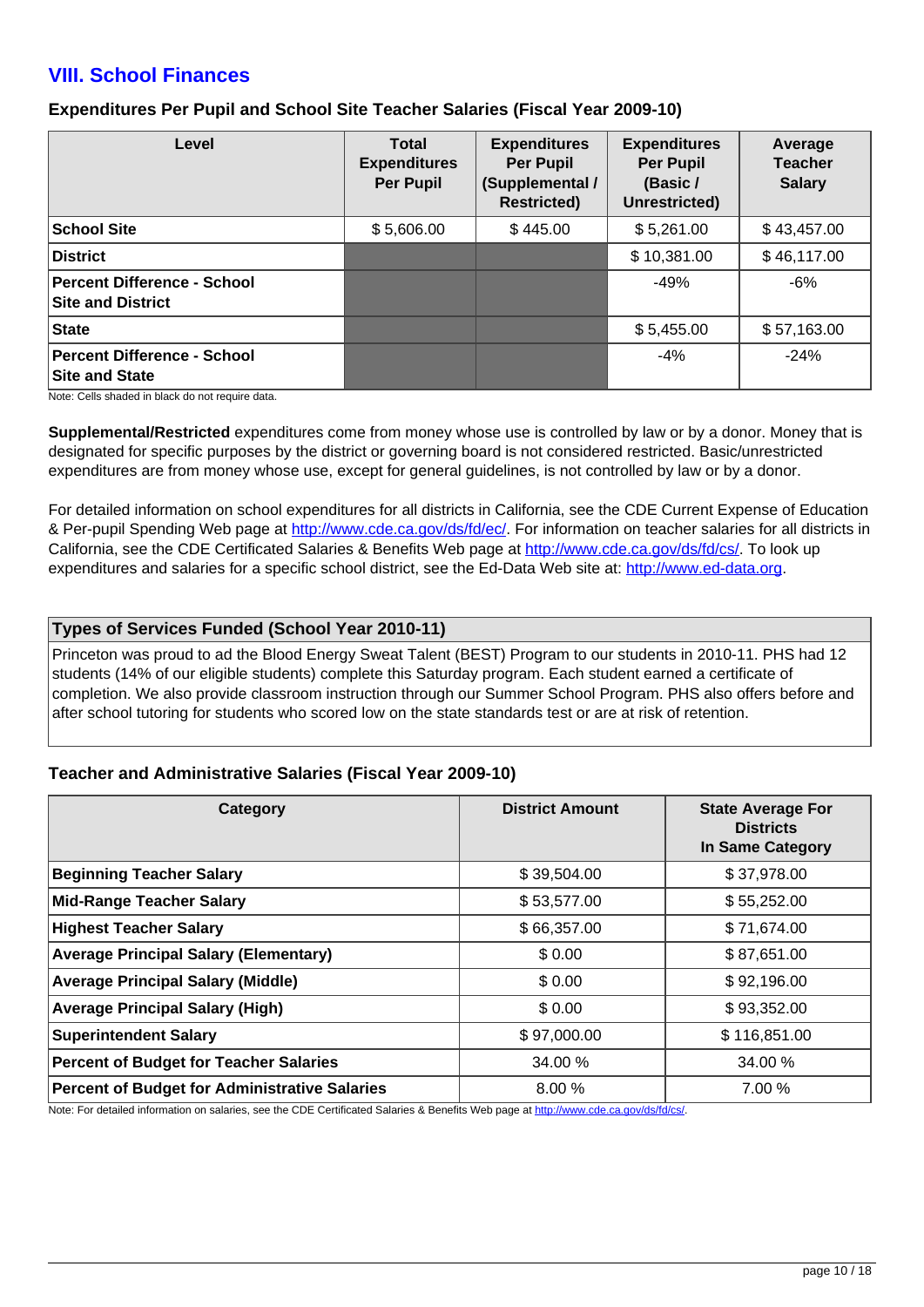## VIII. School Finances

### Expenditures Per Pupil and School Site Teacher Salaries (Fiscal Year 2009-10)

| Level | Total Expenditures Per Pupil | Expenditures Per Pupil (Supplemental / Restricted) | Expenditures Per Pupil (Basic / Unrestricted) | Average Teacher Salary |
|---|---|---|---|---|
| **School Site** | $ 5,606.00 | $ 445.00 | $ 5,261.00 | $ 43,457.00 |
| **District** | | | $ 10,381.00 | $ 46,117.00 |
| **Percent Difference - School Site and District** | | | -49% | -6% |
| **State** | | | $ 5,455.00 | $ 57,163.00 |
| **Percent Difference - School Site and State** | | | -4% | -24% |

Note: Cells shaded in black do not require data.

**Supplemental/Restricted** expenditures come from money whose use is controlled by law or by a donor. Money that is designated for specific purposes by the district or governing board is not considered restricted. Basic/unrestricted expenditures are from money whose use, except for general guidelines, is not controlled by law or by a donor.

For detailed information on school expenditures for all districts in California, see the CDE Current Expense of Education & Per-pupil Spending Web page at http://www.cde.ca.gov/ds/fd/ec/. For information on teacher salaries for all districts in California, see the CDE Certificated Salaries & Benefits Web page at http://www.cde.ca.gov/ds/fd/cs/. To look up expenditures and salaries for a specific school district, see the Ed-Data Web site at: http://www.ed-data.org.

### Types of Services Funded (School Year 2010-11)

Princeton was proud to ad the Blood Energy Sweat Talent (BEST) Program to our students in 2010-11. PHS had 12 students (14% of our eligible students) complete this Saturday program. Each student earned a certificate of completion. We also provide classroom instruction through our Summer School Program. PHS also offers before and after school tutoring for students who scored low on the state standards test or are at risk of retention.

### Teacher and Administrative Salaries (Fiscal Year 2009-10)

| Category | District Amount | State Average For Districts In Same Category |
|---|---|---|
| **Beginning Teacher Salary** | $ 39,504.00 | $ 37,978.00 |
| **Mid-Range Teacher Salary** | $ 53,577.00 | $ 55,252.00 |
| **Highest Teacher Salary** | $ 66,357.00 | $ 71,674.00 |
| **Average Principal Salary (Elementary)** | $ 0.00 | $ 87,651.00 |
| **Average Principal Salary (Middle)** | $ 0.00 | $ 92,196.00 |
| **Average Principal Salary (High)** | $ 0.00 | $ 93,352.00 |
| **Superintendent Salary** | $ 97,000.00 | $ 116,851.00 |
| **Percent of Budget for Teacher Salaries** | 34.00 % | 34.00 % |
| **Percent of Budget for Administrative Salaries** | 8.00 % | 7.00 % |

Note: For detailed information on salaries, see the CDE Certificated Salaries & Benefits Web page at http://www.cde.ca.gov/ds/fd/cs/.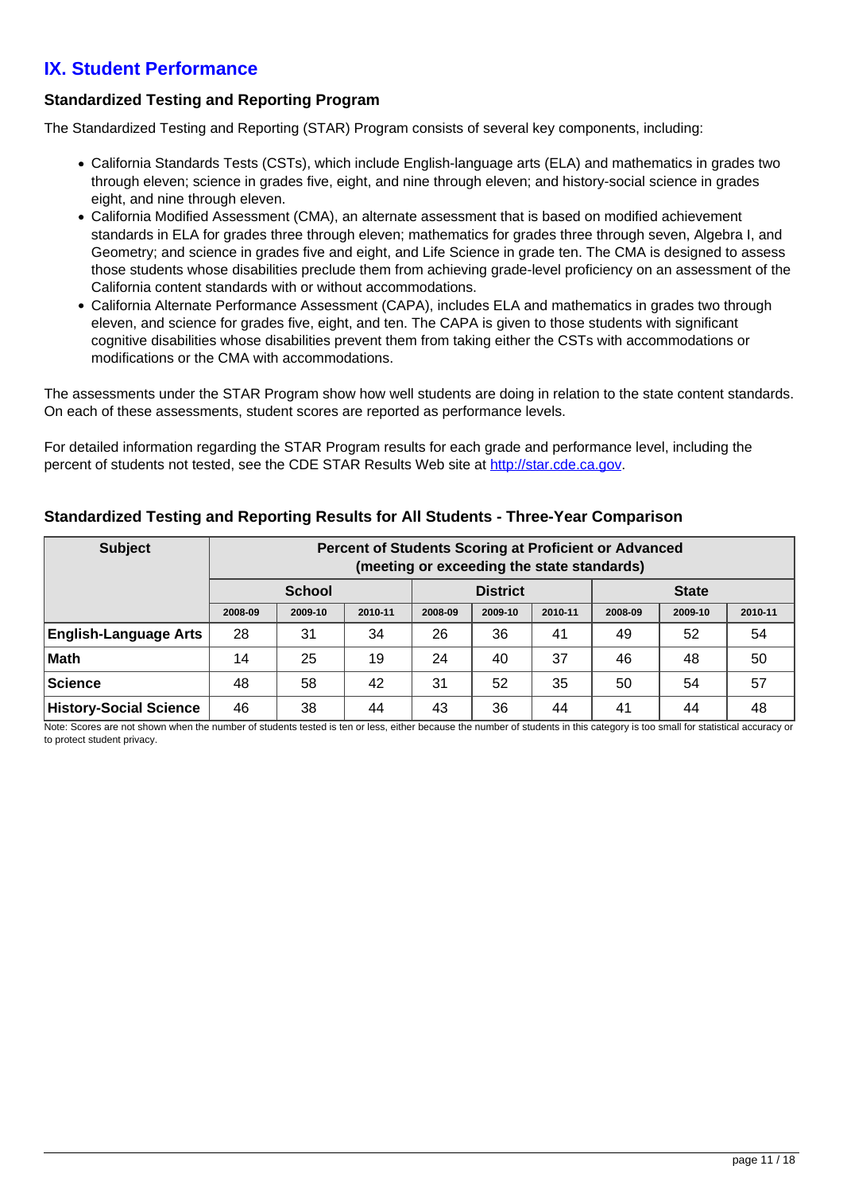## IX. Student Performance

### Standardized Testing and Reporting Program

The Standardized Testing and Reporting (STAR) Program consists of several key components, including:

- California Standards Tests (CSTs), which include English-language arts (ELA) and mathematics in grades two through eleven; science in grades five, eight, and nine through eleven; and history-social science in grades eight, and nine through eleven.
- California Modified Assessment (CMA), an alternate assessment that is based on modified achievement standards in ELA for grades three through eleven; mathematics for grades three through seven, Algebra I, and Geometry; and science in grades five and eight, and Life Science in grade ten. The CMA is designed to assess those students whose disabilities preclude them from achieving grade-level proficiency on an assessment of the California content standards with or without accommodations.
- California Alternate Performance Assessment (CAPA), includes ELA and mathematics in grades two through eleven, and science for grades five, eight, and ten. The CAPA is given to those students with significant cognitive disabilities whose disabilities prevent them from taking either the CSTs with accommodations or modifications or the CMA with accommodations.

The assessments under the STAR Program show how well students are doing in relation to the state content standards. On each of these assessments, student scores are reported as performance levels.

For detailed information regarding the STAR Program results for each grade and performance level, including the percent of students not tested, see the CDE STAR Results Web site at http://star.cde.ca.gov.

### Standardized Testing and Reporting Results for All Students - Three-Year Comparison

| Subject | Percent of Students Scoring at Proficient or Advanced (meeting or exceeding the state standards) | | | | | | | | |
|---|---|---|---|---|---|---|---|---|---|
| | School | | | District | | | State | | |
| | 2008-09 | 2009-10 | 2010-11 | 2008-09 | 2009-10 | 2010-11 | 2008-09 | 2009-10 | 2010-11 |
| **English-Language Arts** | 28 | 31 | 34 | 26 | 36 | 41 | 49 | 52 | 54 |
| **Math** | 14 | 25 | 19 | 24 | 40 | 37 | 46 | 48 | 50 |
| **Science** | 48 | 58 | 42 | 31 | 52 | 35 | 50 | 54 | 57 |
| **History-Social Science** | 46 | 38 | 44 | 43 | 36 | 44 | 41 | 44 | 48 |

Note: Scores are not shown when the number of students tested is ten or less, either because the number of students in this category is too small for statistical accuracy or to protect student privacy.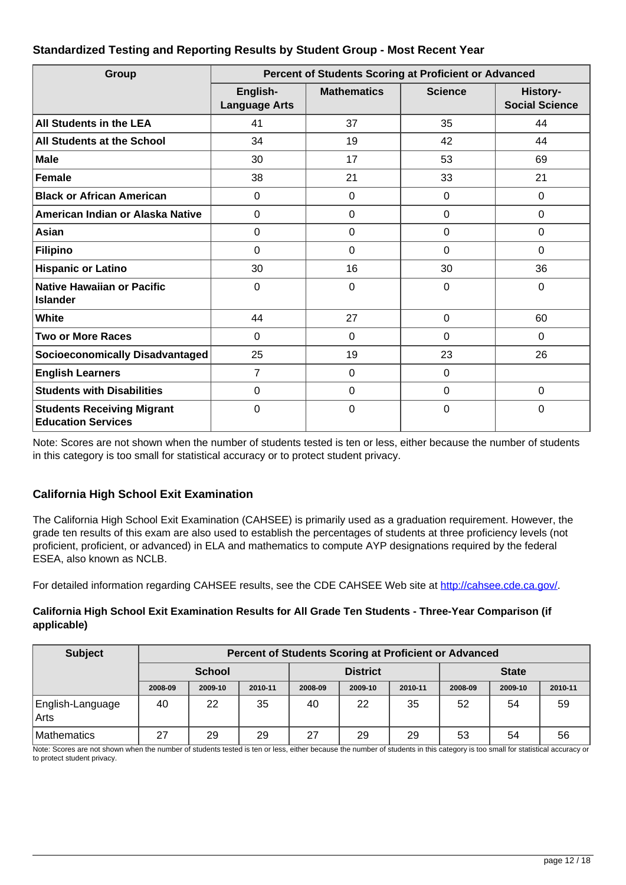### Standardized Testing and Reporting Results by Student Group - Most Recent Year

| Group | Percent of Students Scoring at Proficient or Advanced | | | |
|---|---|---|---|---|
| | English-Language Arts | Mathematics | Science | History-Social Science |
| **All Students in the LEA** | 41 | 37 | 35 | 44 |
| **All Students at the School** | 34 | 19 | 42 | 44 |
| **Male** | 30 | 17 | 53 | 69 |
| **Female** | 38 | 21 | 33 | 21 |
| **Black or African American** | 0 | 0 | 0 | 0 |
| **American Indian or Alaska Native** | 0 | 0 | 0 | 0 |
| **Asian** | 0 | 0 | 0 | 0 |
| **Filipino** | 0 | 0 | 0 | 0 |
| **Hispanic or Latino** | 30 | 16 | 30 | 36 |
| **Native Hawaiian or Pacific Islander** | 0 | 0 | 0 | 0 |
| **White** | 44 | 27 | 0 | 60 |
| **Two or More Races** | 0 | 0 | 0 | 0 |
| **Socioeconomically Disadvantaged** | 25 | 19 | 23 | 26 |
| **English Learners** | 7 | 0 | 0 | |
| **Students with Disabilities** | 0 | 0 | 0 | 0 |
| **Students Receiving Migrant Education Services** | 0 | 0 | 0 | 0 |

Note: Scores are not shown when the number of students tested is ten or less, either because the number of students in this category is too small for statistical accuracy or to protect student privacy.

### California High School Exit Examination

The California High School Exit Examination (CAHSEE) is primarily used as a graduation requirement. However, the grade ten results of this exam are also used to establish the percentages of students at three proficiency levels (not proficient, proficient, or advanced) in ELA and mathematics to compute AYP designations required by the federal ESEA, also known as NCLB.

For detailed information regarding CAHSEE results, see the CDE CAHSEE Web site at http://cahsee.cde.ca.gov/.

#### California High School Exit Examination Results for All Grade Ten Students - Three-Year Comparison (if applicable)

| Subject | Percent of Students Scoring at Proficient or Advanced | | | | | | | | |
|---|---|---|---|---|---|---|---|---|---|
| | School | | | District | | | State | | |
| | 2008-09 | 2009-10 | 2010-11 | 2008-09 | 2009-10 | 2010-11 | 2008-09 | 2009-10 | 2010-11 |
| English-Language Arts | 40 | 22 | 35 | 40 | 22 | 35 | 52 | 54 | 59 |
| Mathematics | 27 | 29 | 29 | 27 | 29 | 29 | 53 | 54 | 56 |

Note: Scores are not shown when the number of students tested is ten or less, either because the number of students in this category is too small for statistical accuracy or to protect student privacy.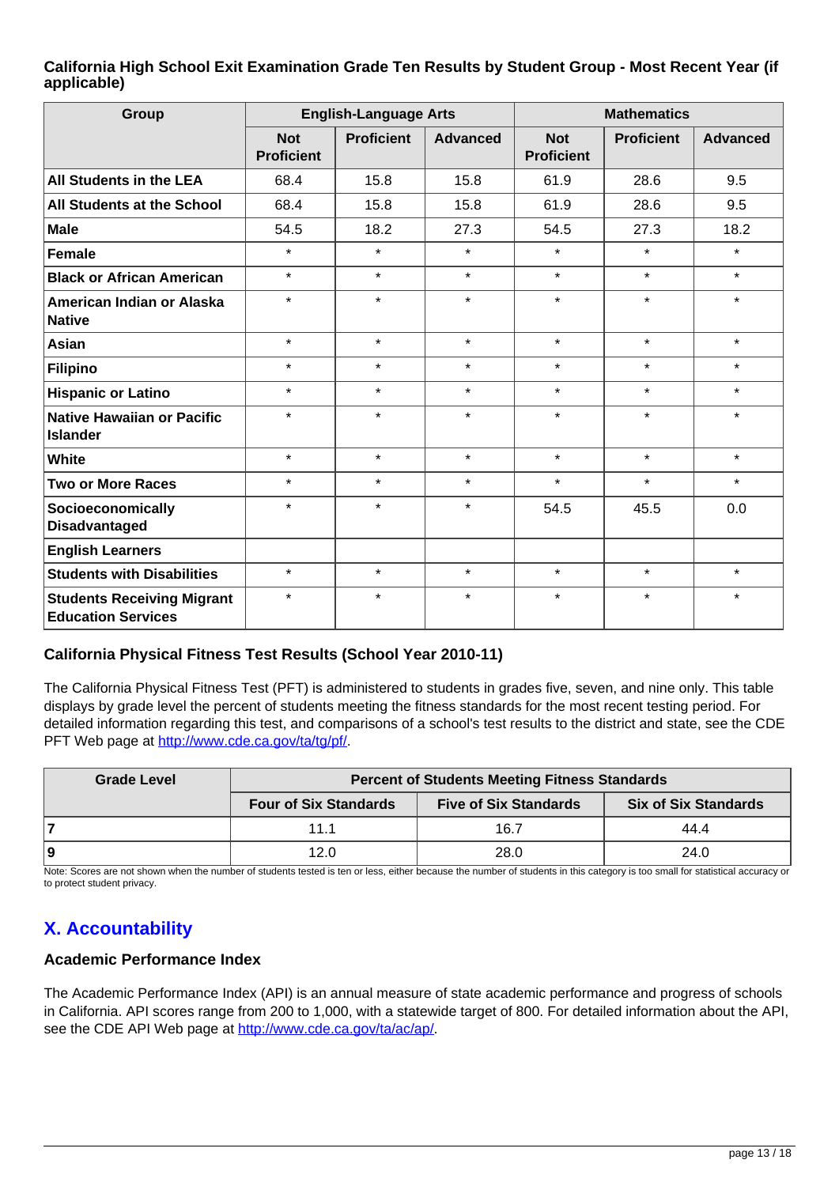### California High School Exit Examination Grade Ten Results by Student Group - Most Recent Year (if applicable)

| Group | English-Language Arts | | | Mathematics | | |
|---|---|---|---|---|---|---|
| | Not Proficient | Proficient | Advanced | Not Proficient | Proficient | Advanced |
| **All Students in the LEA** | 68.4 | 15.8 | 15.8 | 61.9 | 28.6 | 9.5 |
| **All Students at the School** | 68.4 | 15.8 | 15.8 | 61.9 | 28.6 | 9.5 |
| **Male** | 54.5 | 18.2 | 27.3 | 54.5 | 27.3 | 18.2 |
| **Female** | * | * | * | * | * | * |
| **Black or African American** | * | * | * | * | * | * |
| **American Indian or Alaska Native** | * | * | * | * | * | * |
| **Asian** | * | * | * | * | * | * |
| **Filipino** | * | * | * | * | * | * |
| **Hispanic or Latino** | * | * | * | * | * | * |
| **Native Hawaiian or Pacific Islander** | * | * | * | * | * | * |
| **White** | * | * | * | * | * | * |
| **Two or More Races** | * | * | * | * | * | * |
| **Socioeconomically Disadvantaged** | * | * | * | 54.5 | 45.5 | 0.0 |
| **English Learners** | | | | | | |
| **Students with Disabilities** | * | * | * | * | * | * |
| **Students Receiving Migrant Education Services** | * | * | * | * | * | * |

### California Physical Fitness Test Results (School Year 2010-11)

The California Physical Fitness Test (PFT) is administered to students in grades five, seven, and nine only. This table displays by grade level the percent of students meeting the fitness standards for the most recent testing period. For detailed information regarding this test, and comparisons of a school's test results to the district and state, see the CDE PFT Web page at http://www.cde.ca.gov/ta/tg/pf/.

| Grade Level | Percent of Students Meeting Fitness Standards | | |
|---|---|---|---|
| | Four of Six Standards | Five of Six Standards | Six of Six Standards |
| **7** | 11.1 | 16.7 | 44.4 |
| **9** | 12.0 | 28.0 | 24.0 |

Note: Scores are not shown when the number of students tested is ten or less, either because the number of students in this category is too small for statistical accuracy or to protect student privacy.

## X. Accountability

### Academic Performance Index

The Academic Performance Index (API) is an annual measure of state academic performance and progress of schools in California. API scores range from 200 to 1,000, with a statewide target of 800. For detailed information about the API, see the CDE API Web page at http://www.cde.ca.gov/ta/ac/ap/.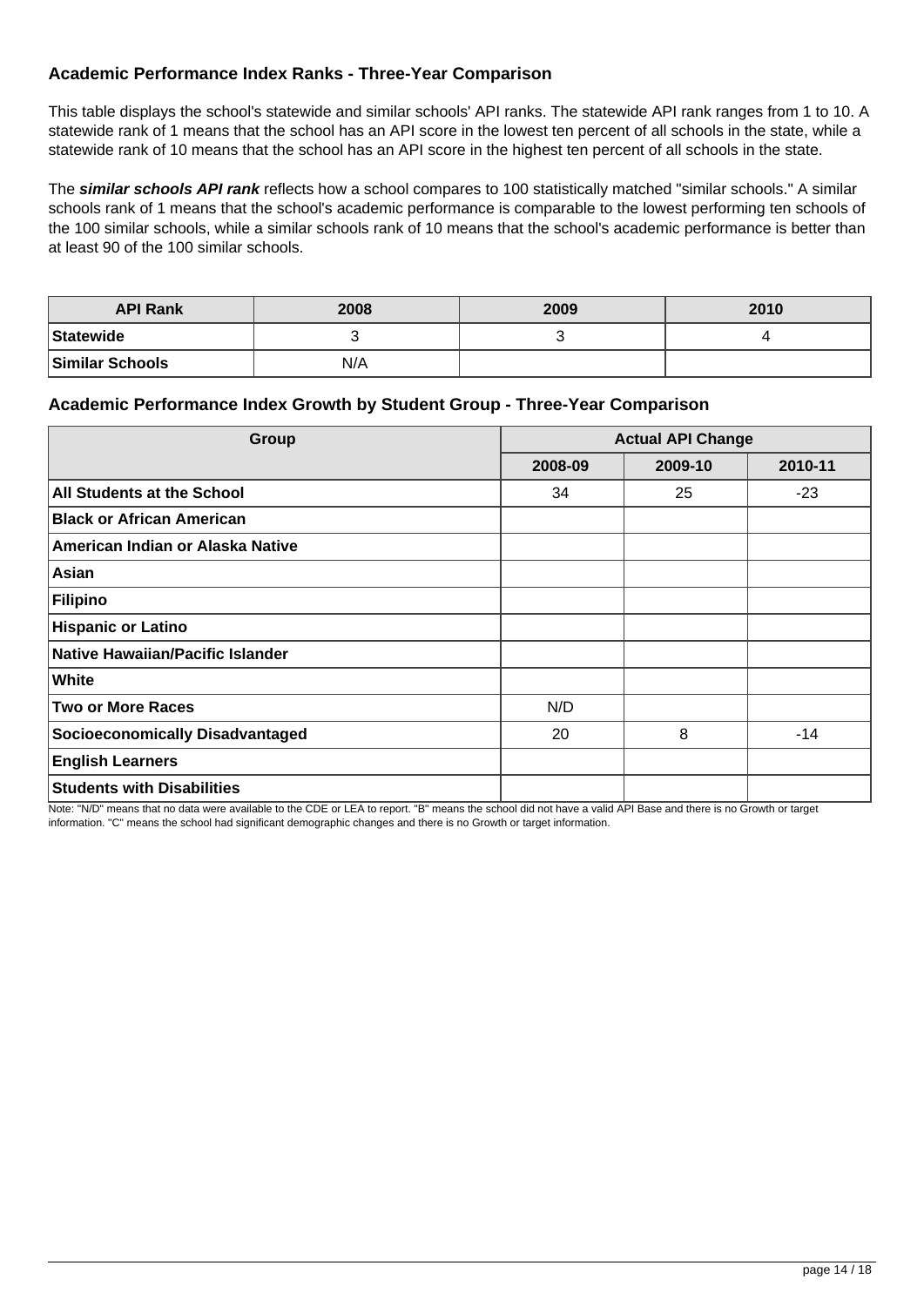### Academic Performance Index Ranks - Three-Year Comparison

This table displays the school's statewide and similar schools' API ranks. The statewide API rank ranges from 1 to 10. A statewide rank of 1 means that the school has an API score in the lowest ten percent of all schools in the state, while a statewide rank of 10 means that the school has an API score in the highest ten percent of all schools in the state.

The ***similar schools API rank*** reflects how a school compares to 100 statistically matched "similar schools." A similar schools rank of 1 means that the school's academic performance is comparable to the lowest performing ten schools of the 100 similar schools, while a similar schools rank of 10 means that the school's academic performance is better than at least 90 of the 100 similar schools.

| API Rank | 2008 | 2009 | 2010 |
|---|---|---|---|
| **Statewide** | 3 | 3 | 4 |
| **Similar Schools** | N/A | | |

### Academic Performance Index Growth by Student Group - Three-Year Comparison

| Group | Actual API Change | | |
|---|---|---|---|
| | 2008-09 | 2009-10 | 2010-11 |
| **All Students at the School** | 34 | 25 | -23 |
| **Black or African American** | | | |
| **American Indian or Alaska Native** | | | |
| **Asian** | | | |
| **Filipino** | | | |
| **Hispanic or Latino** | | | |
| **Native Hawaiian/Pacific Islander** | | | |
| **White** | | | |
| **Two or More Races** | N/D | | |
| **Socioeconomically Disadvantaged** | 20 | 8 | -14 |
| **English Learners** | | | |
| **Students with Disabilities** | | | |

Note: "N/D" means that no data were available to the CDE or LEA to report. "B" means the school did not have a valid API Base and there is no Growth or target information. "C" means the school had significant demographic changes and there is no Growth or target information.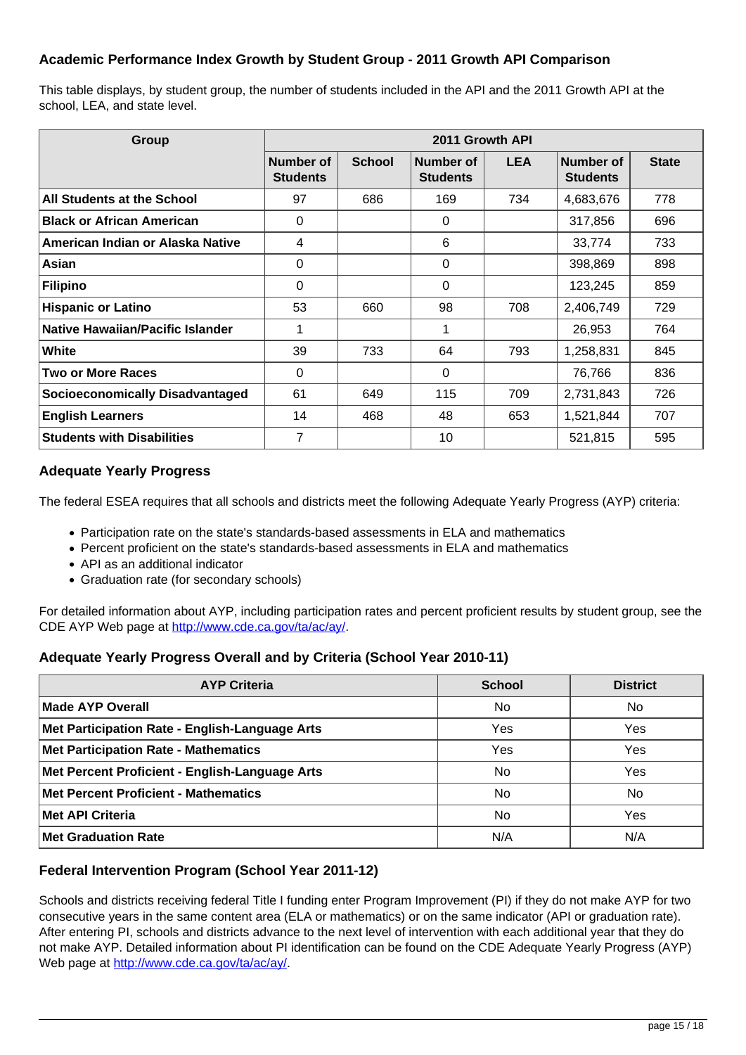### Academic Performance Index Growth by Student Group - 2011 Growth API Comparison

This table displays, by student group, the number of students included in the API and the 2011 Growth API at the school, LEA, and state level.

| Group | 2011 Growth API | | | | | |
|---|---|---|---|---|---|---|
| | Number of Students | School | Number of Students | LEA | Number of Students | State |
| **All Students at the School** | 97 | 686 | 169 | 734 | 4,683,676 | 778 |
| **Black or African American** | 0 | | 0 | | 317,856 | 696 |
| **American Indian or Alaska Native** | 4 | | 6 | | 33,774 | 733 |
| **Asian** | 0 | | 0 | | 398,869 | 898 |
| **Filipino** | 0 | | 0 | | 123,245 | 859 |
| **Hispanic or Latino** | 53 | 660 | 98 | 708 | 2,406,749 | 729 |
| **Native Hawaiian/Pacific Islander** | 1 | | 1 | | 26,953 | 764 |
| **White** | 39 | 733 | 64 | 793 | 1,258,831 | 845 |
| **Two or More Races** | 0 | | 0 | | 76,766 | 836 |
| **Socioeconomically Disadvantaged** | 61 | 649 | 115 | 709 | 2,731,843 | 726 |
| **English Learners** | 14 | 468 | 48 | 653 | 1,521,844 | 707 |
| **Students with Disabilities** | 7 | | 10 | | 521,815 | 595 |

### Adequate Yearly Progress

The federal ESEA requires that all schools and districts meet the following Adequate Yearly Progress (AYP) criteria:

- Participation rate on the state's standards-based assessments in ELA and mathematics
- Percent proficient on the state's standards-based assessments in ELA and mathematics
- API as an additional indicator
- Graduation rate (for secondary schools)

For detailed information about AYP, including participation rates and percent proficient results by student group, see the CDE AYP Web page at http://www.cde.ca.gov/ta/ac/ay/.

### Adequate Yearly Progress Overall and by Criteria (School Year 2010-11)

| AYP Criteria | School | District |
|---|---|---|
| **Made AYP Overall** | No | No |
| **Met Participation Rate - English-Language Arts** | Yes | Yes |
| **Met Participation Rate - Mathematics** | Yes | Yes |
| **Met Percent Proficient - English-Language Arts** | No | Yes |
| **Met Percent Proficient - Mathematics** | No | No |
| **Met API Criteria** | No | Yes |
| **Met Graduation Rate** | N/A | N/A |

### Federal Intervention Program (School Year 2011-12)

Schools and districts receiving federal Title I funding enter Program Improvement (PI) if they do not make AYP for two consecutive years in the same content area (ELA or mathematics) or on the same indicator (API or graduation rate). After entering PI, schools and districts advance to the next level of intervention with each additional year that they do not make AYP. Detailed information about PI identification can be found on the CDE Adequate Yearly Progress (AYP) Web page at http://www.cde.ca.gov/ta/ac/ay/.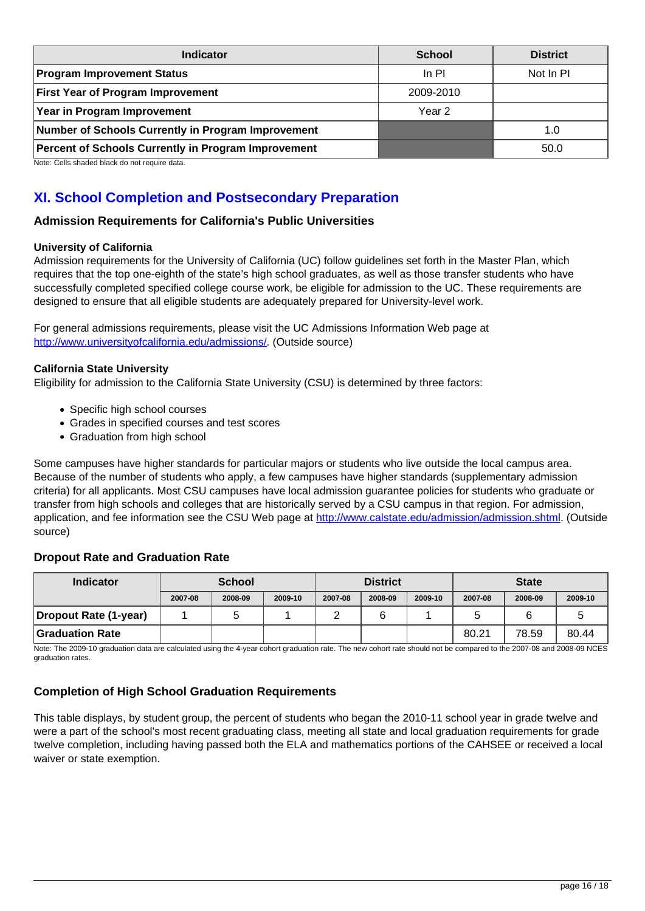| Indicator | School | District |
| --- | --- | --- |
| **Program Improvement Status** | In PI | Not In PI |
| **First Year of Program Improvement** | 2009-2010 | |
| **Year in Program Improvement** | Year 2 | |
| **Number of Schools Currently in Program Improvement** | | 1.0 |
| **Percent of Schools Currently in Program Improvement** | | 50.0 |

Note: Cells shaded black do not require data.

## XI. School Completion and Postsecondary Preparation

### Admission Requirements for California's Public Universities

**University of California**

Admission requirements for the University of California (UC) follow guidelines set forth in the Master Plan, which requires that the top one-eighth of the state's high school graduates, as well as those transfer students who have successfully completed specified college course work, be eligible for admission to the UC. These requirements are designed to ensure that all eligible students are adequately prepared for University-level work.

For general admissions requirements, please visit the UC Admissions Information Web page at http://www.universityofcalifornia.edu/admissions/. (Outside source)

**California State University**

Eligibility for admission to the California State University (CSU) is determined by three factors:

- Specific high school courses
- Grades in specified courses and test scores
- Graduation from high school

Some campuses have higher standards for particular majors or students who live outside the local campus area. Because of the number of students who apply, a few campuses have higher standards (supplementary admission criteria) for all applicants. Most CSU campuses have local admission guarantee policies for students who graduate or transfer from high schools and colleges that are historically served by a CSU campus in that region. For admission, application, and fee information see the CSU Web page at http://www.calstate.edu/admission/admission.shtml. (Outside source)

### Dropout Rate and Graduation Rate

| Indicator | School | | | District | | | State | | |
| --- | --- | --- | --- | --- | --- | --- | --- | --- | --- |
| | 2007-08 | 2008-09 | 2009-10 | 2007-08 | 2008-09 | 2009-10 | 2007-08 | 2008-09 | 2009-10 |
| **Dropout Rate (1-year)** | 1 | 5 | 1 | 2 | 6 | 1 | 5 | 6 | 5 |
| **Graduation Rate** | | | | | | | 80.21 | 78.59 | 80.44 |

Note: The 2009-10 graduation data are calculated using the 4-year cohort graduation rate. The new cohort rate should not be compared to the 2007-08 and 2008-09 NCES graduation rates.

### Completion of High School Graduation Requirements

This table displays, by student group, the percent of students who began the 2010-11 school year in grade twelve and were a part of the school's most recent graduating class, meeting all state and local graduation requirements for grade twelve completion, including having passed both the ELA and mathematics portions of the CAHSEE or received a local waiver or state exemption.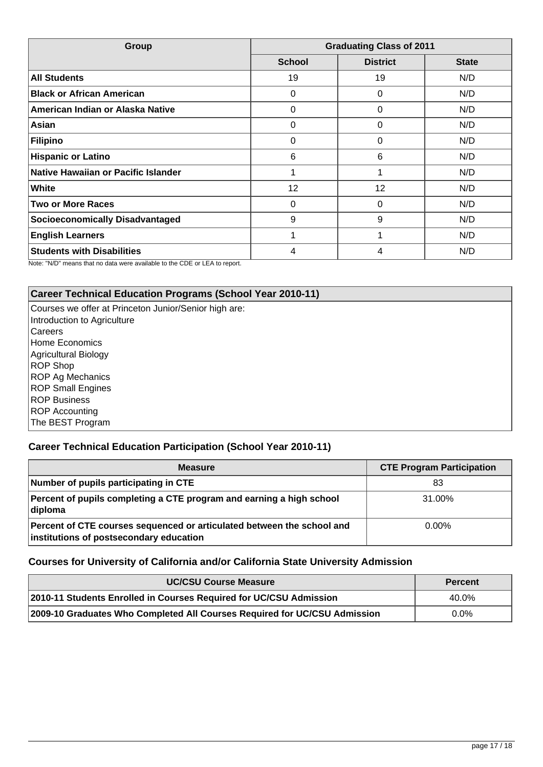| Group | Graduating Class of 2011 | | |
|---|---|---|---|
| | School | District | State |
| **All Students** | 19 | 19 | N/D |
| **Black or African American** | 0 | 0 | N/D |
| **American Indian or Alaska Native** | 0 | 0 | N/D |
| **Asian** | 0 | 0 | N/D |
| **Filipino** | 0 | 0 | N/D |
| **Hispanic or Latino** | 6 | 6 | N/D |
| **Native Hawaiian or Pacific Islander** | 1 | 1 | N/D |
| **White** | 12 | 12 | N/D |
| **Two or More Races** | 0 | 0 | N/D |
| **Socioeconomically Disadvantaged** | 9 | 9 | N/D |
| **English Learners** | 1 | 1 | N/D |
| **Students with Disabilities** | 4 | 4 | N/D |

Note: "N/D" means that no data were available to the CDE or LEA to report.

### Career Technical Education Programs (School Year 2010-11)

Courses we offer at Princeton Junior/Senior high are:
Introduction to Agriculture
Careers
Home Economics
Agricultural Biology
ROP Shop
ROP Ag Mechanics
ROP Small Engines
ROP Business
ROP Accounting
The BEST Program

### Career Technical Education Participation (School Year 2010-11)

| Measure | CTE Program Participation |
|---|---|
| **Number of pupils participating in CTE** | 83 |
| **Percent of pupils completing a CTE program and earning a high school diploma** | 31.00% |
| **Percent of CTE courses sequenced or articulated between the school and institutions of postsecondary education** | 0.00% |

### Courses for University of California and/or California State University Admission

| UC/CSU Course Measure | Percent |
|---|---|
| **2010-11 Students Enrolled in Courses Required for UC/CSU Admission** | 40.0% |
| **2009-10 Graduates Who Completed All Courses Required for UC/CSU Admission** | 0.0% |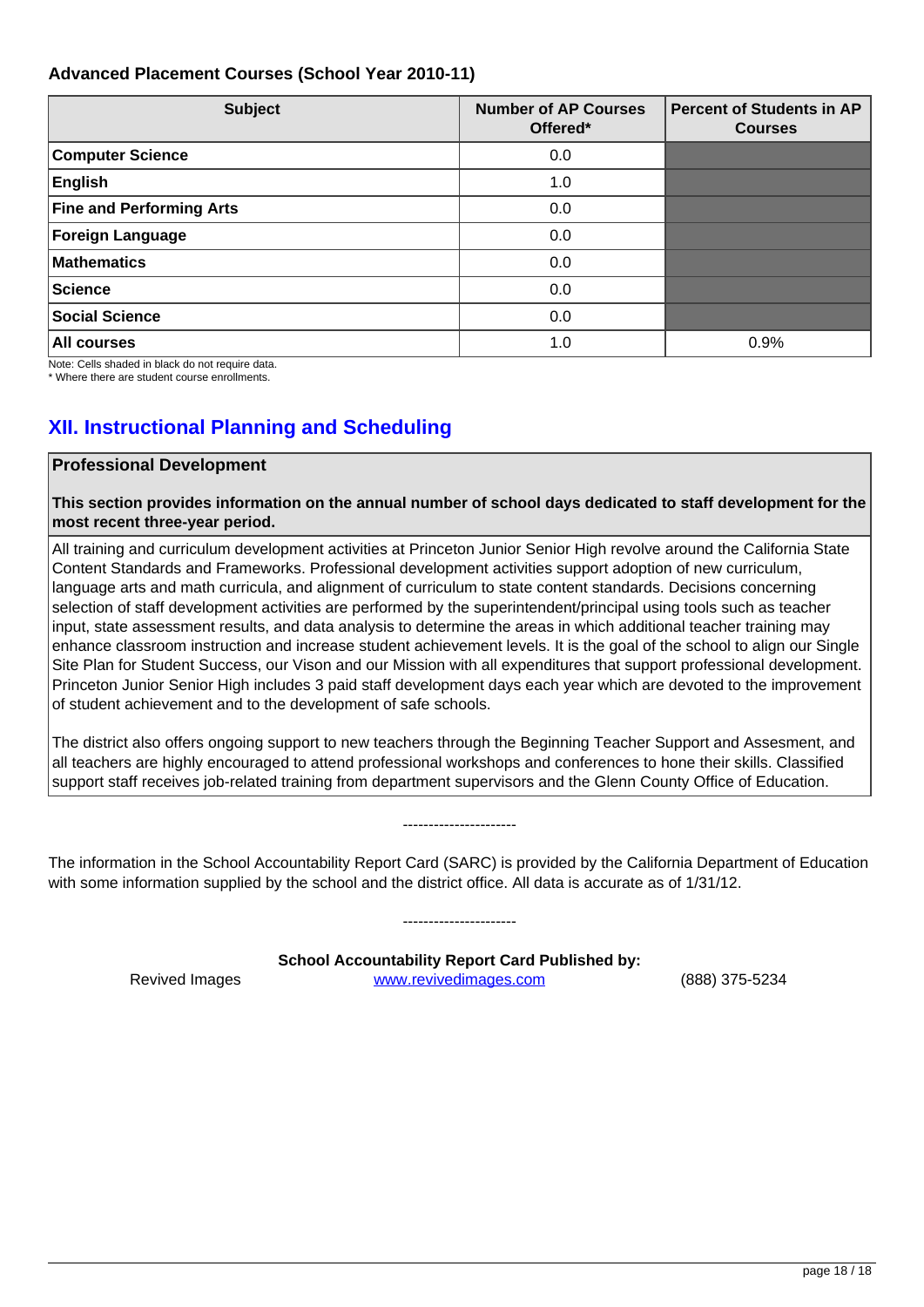**Advanced Placement Courses (School Year 2010-11)**

| Subject | Number of AP Courses Offered* | Percent of Students in AP Courses |
|---|---|---|
| **Computer Science** | 0.0 | |
| **English** | 1.0 | |
| **Fine and Performing Arts** | 0.0 | |
| **Foreign Language** | 0.0 | |
| **Mathematics** | 0.0 | |
| **Science** | 0.0 | |
| **Social Science** | 0.0 | |
| **All courses** | 1.0 | 0.9% |

Note: Cells shaded in black do not require data.
* Where there are student course enrollments.

## XII. Instructional Planning and Scheduling

**Professional Development**

**This section provides information on the annual number of school days dedicated to staff development for the most recent three-year period.**

All training and curriculum development activities at Princeton Junior Senior High revolve around the California State Content Standards and Frameworks. Professional development activities support adoption of new curriculum, language arts and math curricula, and alignment of curriculum to state content standards. Decisions concerning selection of staff development activities are performed by the superintendent/principal using tools such as teacher input, state assessment results, and data analysis to determine the areas in which additional teacher training may enhance classroom instruction and increase student achievement levels. It is the goal of the school to align our Single Site Plan for Student Success, our Vison and our Mission with all expenditures that support professional development. Princeton Junior Senior High includes 3 paid staff development days each year which are devoted to the improvement of student achievement and to the development of safe schools.

The district also offers ongoing support to new teachers through the Beginning Teacher Support and Assesment, and all teachers are highly encouraged to attend professional workshops and conferences to hone their skills. Classified support staff receives job-related training from department supervisors and the Glenn County Office of Education.

---------------------

The information in the School Accountability Report Card (SARC) is provided by the California Department of Education with some information supplied by the school and the district office. All data is accurate as of 1/31/12.

---------------------

**School Accountability Report Card Published by:**

Revived Images www.revivedimages.com (888) 375-5234